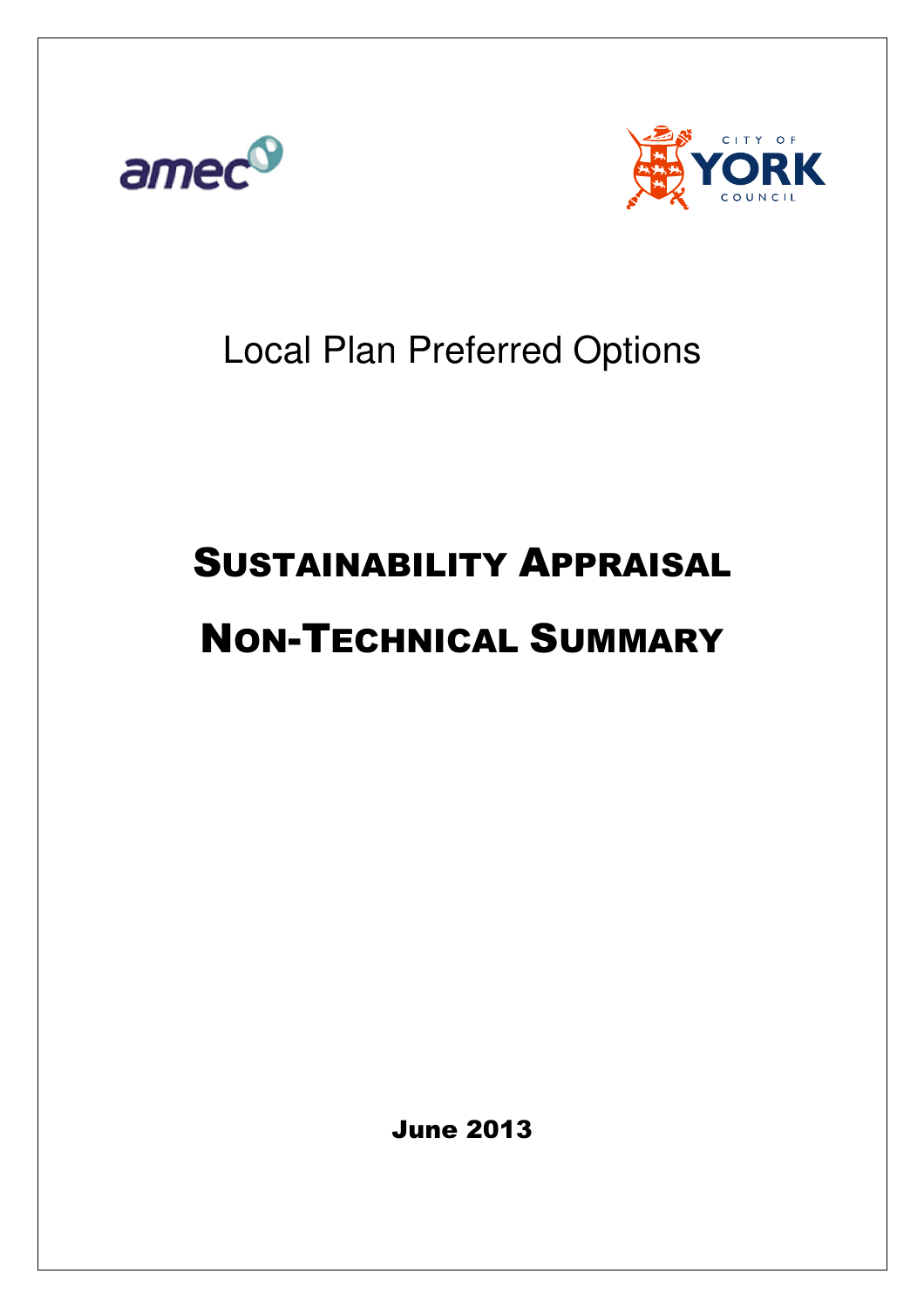Local Plan Preferred Options

# SUSTAINABILITY APPRAISAL

# NON-TECHNICAL SUMMARY

**June 2013**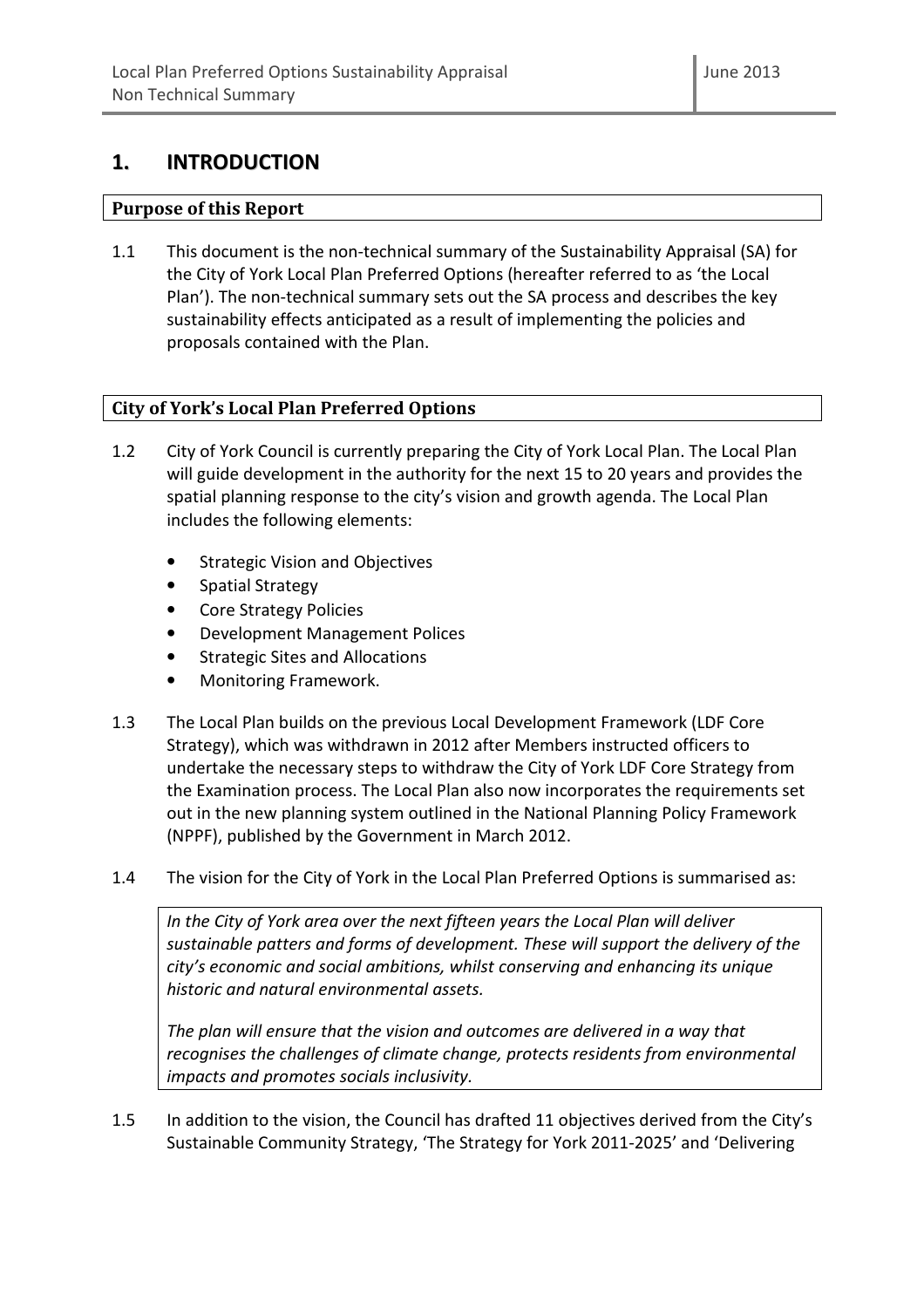# 1. INTRODUCTION

## Purpose of this Report

1.1 This document is the non-technical summary of the Sustainability Appraisal (SA) for the City of York Local Plan Preferred Options (hereafter referred to as 'the Local Plan'). The non-technical summary sets out the SA process and describes the key sustainability effects anticipated as a result of implementing the policies and proposals contained with the Plan.

## City of York's Local Plan Preferred Options

1.2 City of York Council is currently preparing the City of York Local Plan. The Local Plan will guide development in the authority for the next 15 to 20 years and provides the spatial planning response to the city's vision and growth agenda. The Local Plan includes the following elements:

- Strategic Vision and Objectives
- Spatial Strategy
- Core Strategy Policies
- Development Management Polices
- Strategic Sites and Allocations
- Monitoring Framework.

1.3 The Local Plan builds on the previous Local Development Framework (LDF Core Strategy), which was withdrawn in 2012 after Members instructed officers to undertake the necessary steps to withdraw the City of York LDF Core Strategy from the Examination process. The Local Plan also now incorporates the requirements set out in the new planning system outlined in the National Planning Policy Framework (NPPF), published by the Government in March 2012.

1.4 The vision for the City of York in the Local Plan Preferred Options is summarised as:

> *In the City of York area over the next fifteen years the Local Plan will deliver sustainable patters and forms of development. These will support the delivery of the city's economic and social ambitions, whilst conserving and enhancing its unique historic and natural environmental assets.*
>
> *The plan will ensure that the vision and outcomes are delivered in a way that recognises the challenges of climate change, protects residents from environmental impacts and promotes socials inclusivity.*

1.5 In addition to the vision, the Council has drafted 11 objectives derived from the City's Sustainable Community Strategy, 'The Strategy for York 2011-2025' and 'Delivering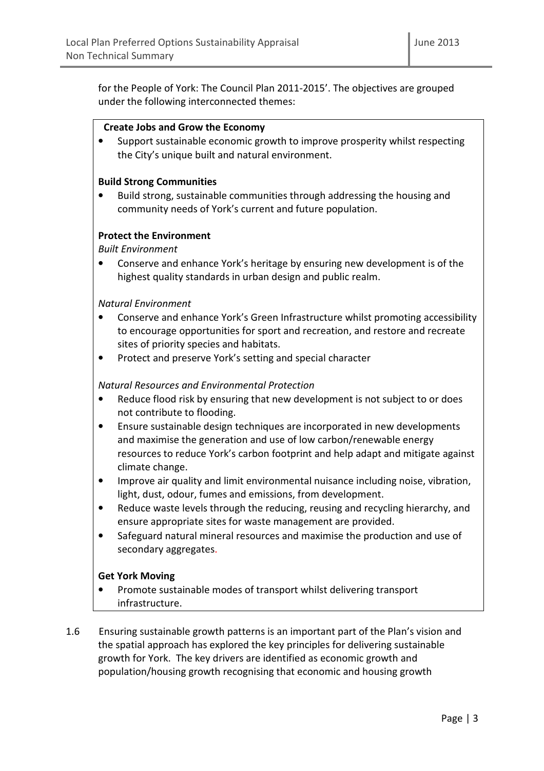for the People of York: The Council Plan 2011-2015'. The objectives are grouped under the following interconnected themes:

**Create Jobs and Grow the Economy**

- Support sustainable economic growth to improve prosperity whilst respecting the City's unique built and natural environment.

**Build Strong Communities**

- Build strong, sustainable communities through addressing the housing and community needs of York's current and future population.

**Protect the Environment**

*Built Environment*

- Conserve and enhance York's heritage by ensuring new development is of the highest quality standards in urban design and public realm.

*Natural Environment*

- Conserve and enhance York's Green Infrastructure whilst promoting accessibility to encourage opportunities for sport and recreation, and restore and recreate sites of priority species and habitats.
- Protect and preserve York's setting and special character

*Natural Resources and Environmental Protection*

- Reduce flood risk by ensuring that new development is not subject to or does not contribute to flooding.
- Ensure sustainable design techniques are incorporated in new developments and maximise the generation and use of low carbon/renewable energy resources to reduce York's carbon footprint and help adapt and mitigate against climate change.
- Improve air quality and limit environmental nuisance including noise, vibration, light, dust, odour, fumes and emissions, from development.
- Reduce waste levels through the reducing, reusing and recycling hierarchy, and ensure appropriate sites for waste management are provided.
- Safeguard natural mineral resources and maximise the production and use of secondary aggregates.

**Get York Moving**

- Promote sustainable modes of transport whilst delivering transport infrastructure.

1.6 Ensuring sustainable growth patterns is an important part of the Plan's vision and the spatial approach has explored the key principles for delivering sustainable growth for York. The key drivers are identified as economic growth and population/housing growth recognising that economic and housing growth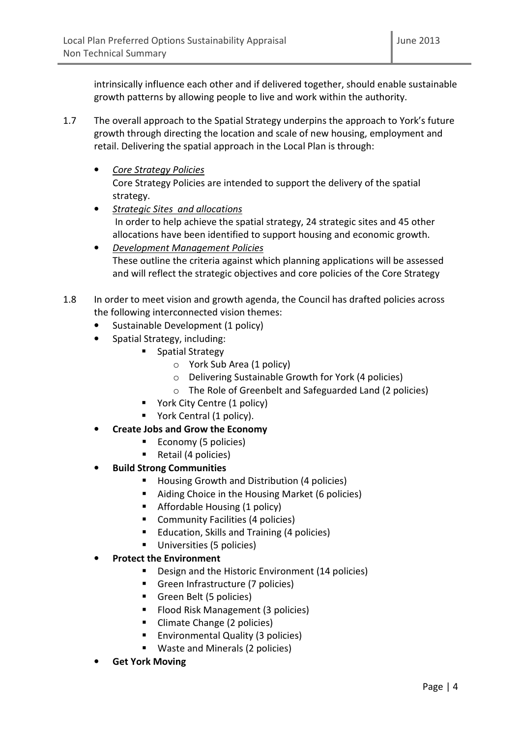intrinsically influence each other and if delivered together, should enable sustainable growth patterns by allowing people to live and work within the authority.

1.7 The overall approach to the Spatial Strategy underpins the approach to York's future growth through directing the location and scale of new housing, employment and retail. Delivering the spatial approach in the Local Plan is through:

- *Core Strategy Policies*
  Core Strategy Policies are intended to support the delivery of the spatial strategy.
- *Strategic Sites and allocations*
  In order to help achieve the spatial strategy, 24 strategic sites and 45 other allocations have been identified to support housing and economic growth.
- *Development Management Policies*
  These outline the criteria against which planning applications will be assessed and will reflect the strategic objectives and core policies of the Core Strategy

1.8 In order to meet vision and growth agenda, the Council has drafted policies across the following interconnected vision themes:

- Sustainable Development (1 policy)
- Spatial Strategy, including:
  - Spatial Strategy
    - York Sub Area (1 policy)
    - Delivering Sustainable Growth for York (4 policies)
    - The Role of Greenbelt and Safeguarded Land (2 policies)
  - York City Centre (1 policy)
  - York Central (1 policy).
- **Create Jobs and Grow the Economy**
  - Economy (5 policies)
  - Retail (4 policies)
- **Build Strong Communities**
  - Housing Growth and Distribution (4 policies)
  - Aiding Choice in the Housing Market (6 policies)
  - Affordable Housing (1 policy)
  - Community Facilities (4 policies)
  - Education, Skills and Training (4 policies)
  - Universities (5 policies)
- **Protect the Environment**
  - Design and the Historic Environment (14 policies)
  - Green Infrastructure (7 policies)
  - Green Belt (5 policies)
  - Flood Risk Management (3 policies)
  - Climate Change (2 policies)
  - Environmental Quality (3 policies)
  - Waste and Minerals (2 policies)
- **Get York Moving**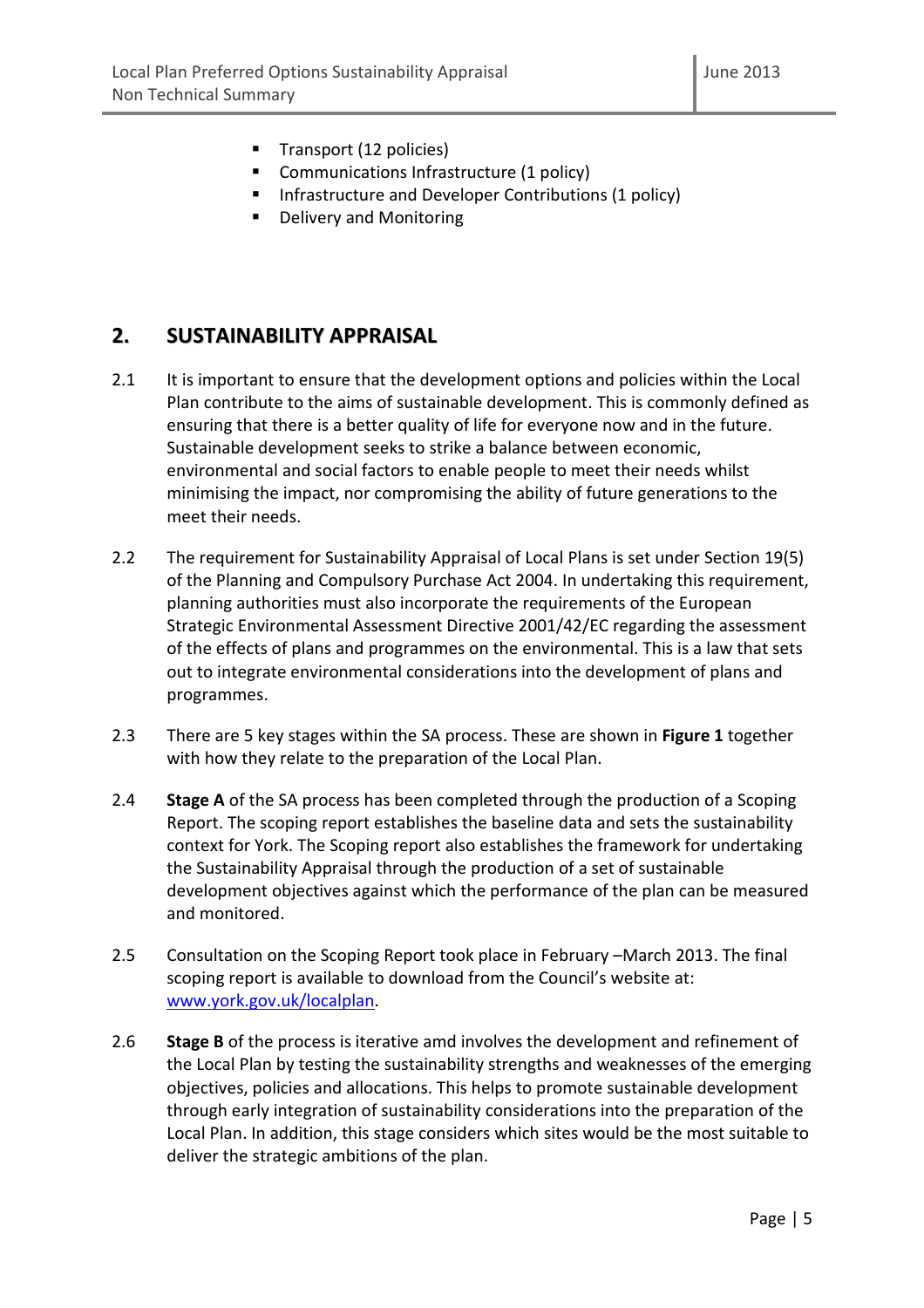- Transport (12 policies)
- Communications Infrastructure (1 policy)
- Infrastructure and Developer Contributions (1 policy)
- Delivery and Monitoring

## 2. SUSTAINABILITY APPRAISAL

2.1 It is important to ensure that the development options and policies within the Local Plan contribute to the aims of sustainable development. This is commonly defined as ensuring that there is a better quality of life for everyone now and in the future. Sustainable development seeks to strike a balance between economic, environmental and social factors to enable people to meet their needs whilst minimising the impact, nor compromising the ability of future generations to the meet their needs.

2.2 The requirement for Sustainability Appraisal of Local Plans is set under Section 19(5) of the Planning and Compulsory Purchase Act 2004. In undertaking this requirement, planning authorities must also incorporate the requirements of the European Strategic Environmental Assessment Directive 2001/42/EC regarding the assessment of the effects of plans and programmes on the environmental. This is a law that sets out to integrate environmental considerations into the development of plans and programmes.

2.3 There are 5 key stages within the SA process. These are shown in **Figure 1** together with how they relate to the preparation of the Local Plan.

2.4 **Stage A** of the SA process has been completed through the production of a Scoping Report. The scoping report establishes the baseline data and sets the sustainability context for York. The Scoping report also establishes the framework for undertaking the Sustainability Appraisal through the production of a set of sustainable development objectives against which the performance of the plan can be measured and monitored.

2.5 Consultation on the Scoping Report took place in February –March 2013. The final scoping report is available to download from the Council's website at: www.york.gov.uk/localplan.

2.6 **Stage B** of the process is iterative amd involves the development and refinement of the Local Plan by testing the sustainability strengths and weaknesses of the emerging objectives, policies and allocations. This helps to promote sustainable development through early integration of sustainability considerations into the preparation of the Local Plan. In addition, this stage considers which sites would be the most suitable to deliver the strategic ambitions of the plan.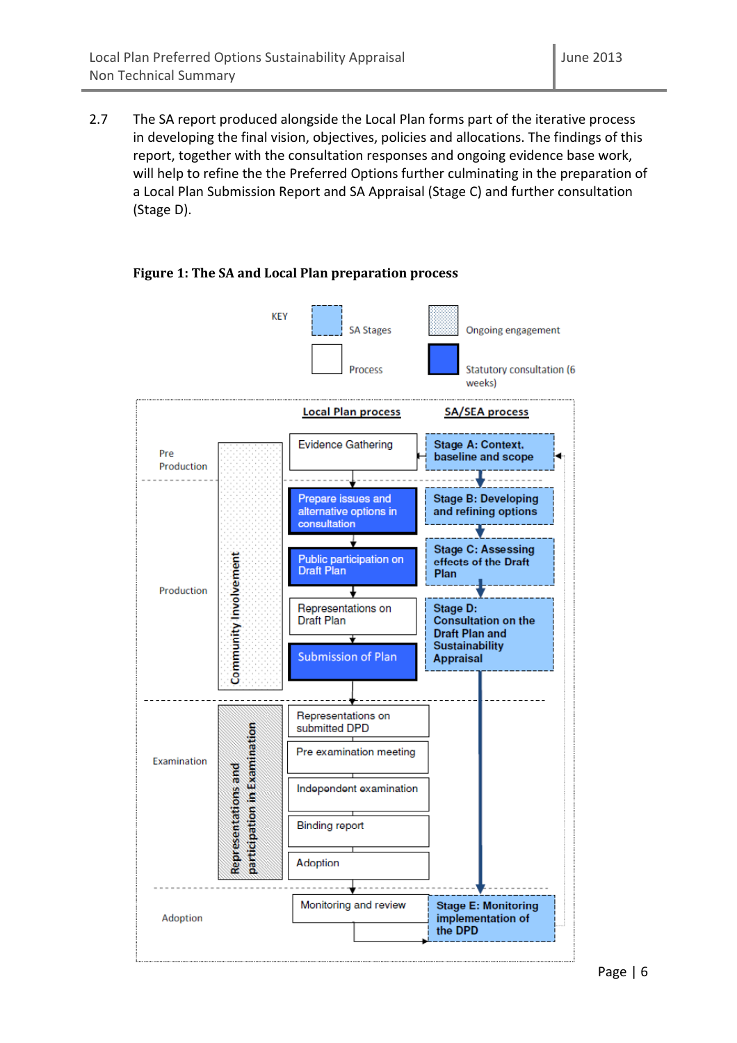2.7 The SA report produced alongside the Local Plan forms part of the iterative process in developing the final vision, objectives, policies and allocations. The findings of this report, together with the consultation responses and ongoing evidence base work, will help to refine the the Preferred Options further culminating in the preparation of a Local Plan Submission Report and SA Appraisal (Stage C) and further consultation (Stage D).

**Figure 1: The SA and Local Plan preparation process**

KEY: SA Stages | Process | Ongoing engagement | Statutory consultation (6 weeks)

| | Local Plan process | SA/SEA process |
|---|---|---|
| Pre Production | Evidence Gathering | Stage A: Context, baseline and scope |
| Production (Community Involvement) | Prepare issues and alternative options in consultation | Stage B: Developing and refining options |
| | Public participation on Draft Plan | Stage C: Assessing effects of the Draft Plan |
| | Representations on Draft Plan | Stage D: Consultation on the Draft Plan and Sustainability Appraisal |
| | Submission of Plan | |
| Examination (Representations and participation in Examination) | Representations on submitted DPD | |
| | Pre examination meeting | |
| | Independent examination | |
| | Binding report | |
| | Adoption | |
| Adoption | Monitoring and review | Stage E: Monitoring implementation of the DPD |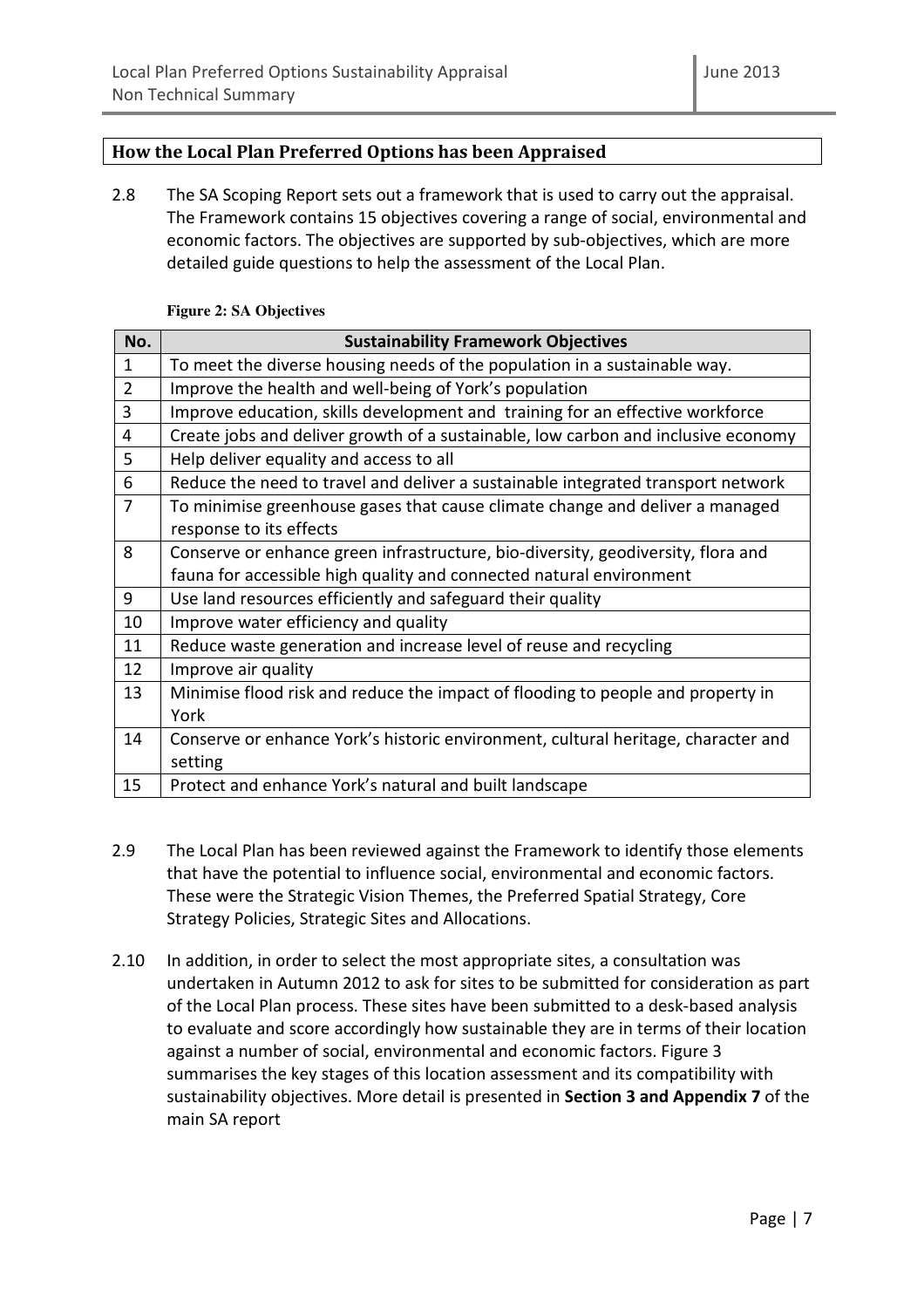## How the Local Plan Preferred Options has been Appraised

2.8 The SA Scoping Report sets out a framework that is used to carry out the appraisal. The Framework contains 15 objectives covering a range of social, environmental and economic factors. The objectives are supported by sub-objectives, which are more detailed guide questions to help the assessment of the Local Plan.

**Figure 2: SA Objectives**

| No. | Sustainability Framework Objectives |
|---|---|
| 1 | To meet the diverse housing needs of the population in a sustainable way. |
| 2 | Improve the health and well-being of York's population |
| 3 | Improve education, skills development and training for an effective workforce |
| 4 | Create jobs and deliver growth of a sustainable, low carbon and inclusive economy |
| 5 | Help deliver equality and access to all |
| 6 | Reduce the need to travel and deliver a sustainable integrated transport network |
| 7 | To minimise greenhouse gases that cause climate change and deliver a managed response to its effects |
| 8 | Conserve or enhance green infrastructure, bio-diversity, geodiversity, flora and fauna for accessible high quality and connected natural environment |
| 9 | Use land resources efficiently and safeguard their quality |
| 10 | Improve water efficiency and quality |
| 11 | Reduce waste generation and increase level of reuse and recycling |
| 12 | Improve air quality |
| 13 | Minimise flood risk and reduce the impact of flooding to people and property in York |
| 14 | Conserve or enhance York's historic environment, cultural heritage, character and setting |
| 15 | Protect and enhance York's natural and built landscape |

2.9 The Local Plan has been reviewed against the Framework to identify those elements that have the potential to influence social, environmental and economic factors. These were the Strategic Vision Themes, the Preferred Spatial Strategy, Core Strategy Policies, Strategic Sites and Allocations.

2.10 In addition, in order to select the most appropriate sites, a consultation was undertaken in Autumn 2012 to ask for sites to be submitted for consideration as part of the Local Plan process. These sites have been submitted to a desk-based analysis to evaluate and score accordingly how sustainable they are in terms of their location against a number of social, environmental and economic factors. Figure 3 summarises the key stages of this location assessment and its compatibility with sustainability objectives. More detail is presented in **Section 3 and Appendix 7** of the main SA report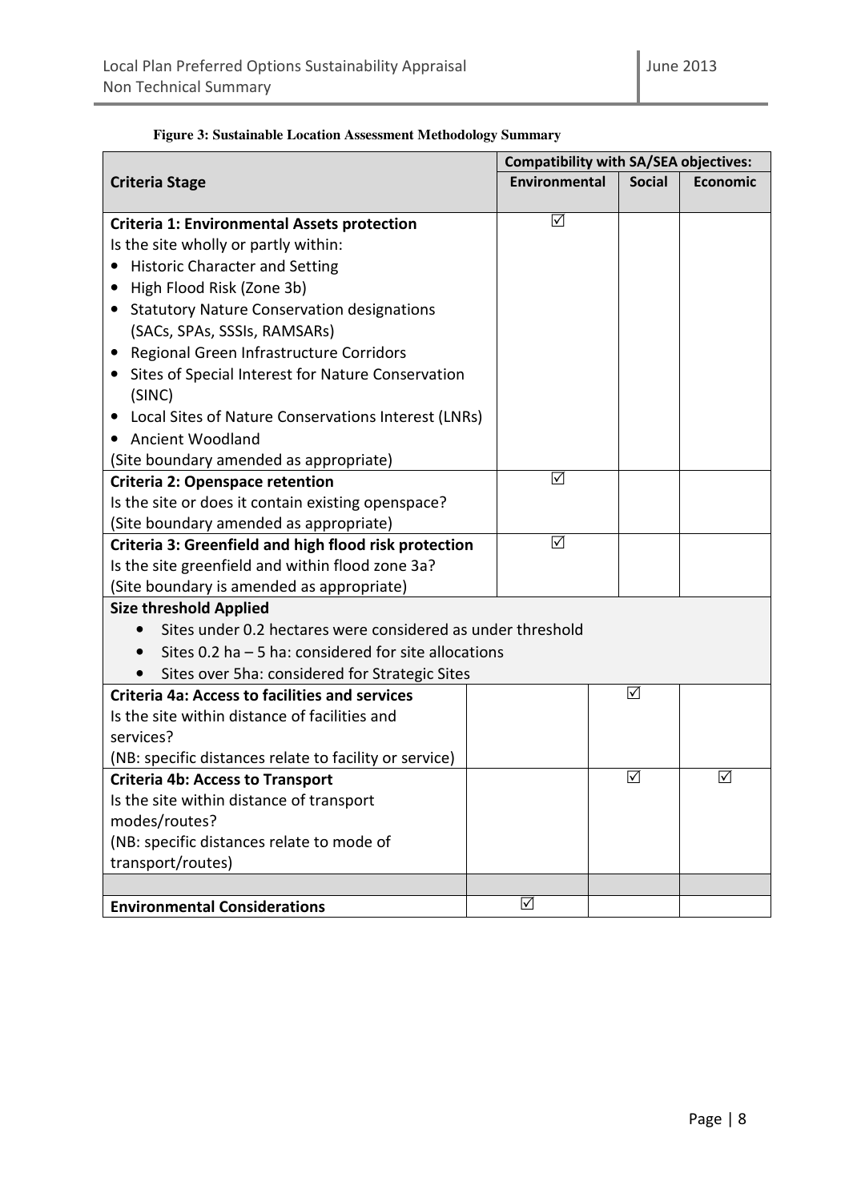**Figure 3: Sustainable Location Assessment Methodology Summary**

| Criteria Stage | Compatibility with SA/SEA objectives: | | |
|---|---|---|---|
| | Environmental | Social | Economic |
| **Criteria 1: Environmental Assets protection**<br>Is the site wholly or partly within:<br>• Historic Character and Setting<br>• High Flood Risk (Zone 3b)<br>• Statutory Nature Conservation designations (SACs, SPAs, SSSIs, RAMSARs)<br>• Regional Green Infrastructure Corridors<br>• Sites of Special Interest for Nature Conservation (SINC)<br>• Local Sites of Nature Conservations Interest (LNRs)<br>• Ancient Woodland<br>(Site boundary amended as appropriate) | ☑ | | |
| **Criteria 2: Openspace retention**<br>Is the site or does it contain existing openspace?<br>(Site boundary amended as appropriate) | ☑ | | |
| **Criteria 3: Greenfield and high flood risk protection**<br>Is the site greenfield and within flood zone 3a?<br>(Site boundary is amended as appropriate) | ☑ | | |
| **Size threshold Applied**<br>• Sites under 0.2 hectares were considered as under threshold<br>• Sites 0.2 ha – 5 ha: considered for site allocations<br>• Sites over 5ha: considered for Strategic Sites | | | |
| **Criteria 4a: Access to facilities and services**<br>Is the site within distance of facilities and services?<br>(NB: specific distances relate to facility or service) | | ☑ | |
| **Criteria 4b: Access to Transport**<br>Is the site within distance of transport modes/routes?<br>(NB: specific distances relate to mode of transport/routes) | | ☑ | ☑ |
| | | | |
| **Environmental Considerations** | ☑ | | |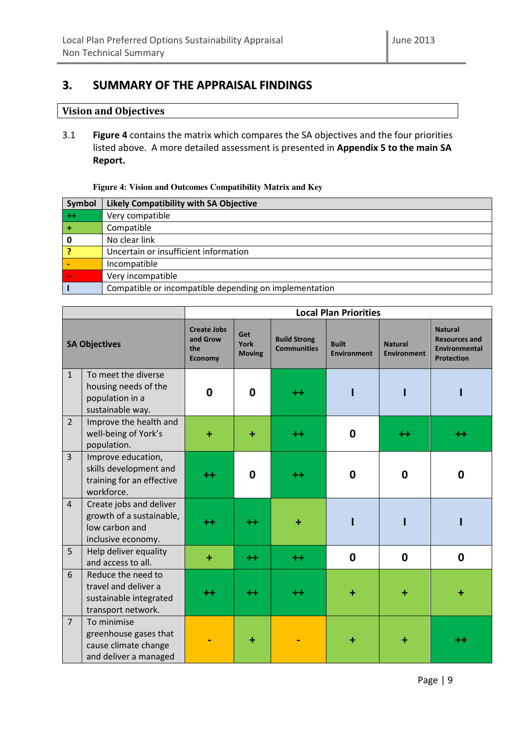## 3. SUMMARY OF THE APPRAISAL FINDINGS

### Vision and Objectives

3.1 **Figure 4** contains the matrix which compares the SA objectives and the four priorities listed above. A more detailed assessment is presented in **Appendix 5 to the main SA Report.**

**Figure 4: Vision and Outcomes Compatibility Matrix and Key**

| Symbol | Likely Compatibility with SA Objective |
|---|---|
| ++ | Very compatible |
| + | Compatible |
| 0 | No clear link |
| ? | Uncertain or insufficient information |
| - | Incompatible |
| -- | Very incompatible |
| I | Compatible or incompatible depending on implementation |

| SA Objectives | | Local Plan Priorities | | | | | |
|---|---|---|---|---|---|---|---|
| | | Create Jobs and Grow the Economy | Get York Moving | Build Strong Communities | Built Environment | Natural Environment | Natural Resources and Environmental Protection |
| 1 | To meet the diverse housing needs of the population in a sustainable way. | 0 | 0 | ++ | I | I | I |
| 2 | Improve the health and well-being of York's population. | + | + | ++ | 0 | ++ | ++ |
| 3 | Improve education, skills development and training for an effective workforce. | ++ | 0 | ++ | 0 | 0 | 0 |
| 4 | Create jobs and deliver growth of a sustainable, low carbon and inclusive economy. | ++ | ++ | + | I | I | I |
| 5 | Help deliver equality and access to all. | + | ++ | ++ | 0 | 0 | 0 |
| 6 | Reduce the need to travel and deliver a sustainable integrated transport network. | ++ | ++ | ++ | + | + | + |
| 7 | To minimise greenhouse gases that cause climate change and deliver a managed | - | + | - | + | + | ++ |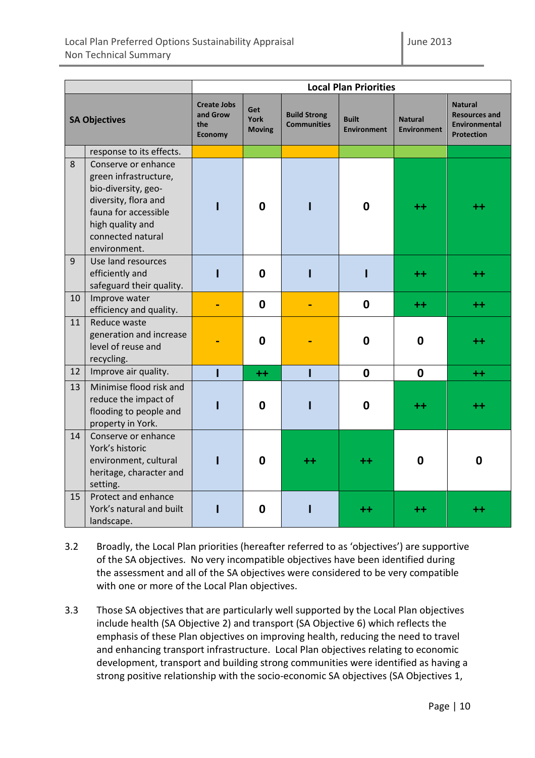| | SA Objectives | Local Plan Priorities | | | | | |
|---|---|---|---|---|---|---|---|
| | | Create Jobs and Grow the Economy | Get York Moving | Build Strong Communities | Built Environment | Natural Environment | Natural Resources and Environmental Protection |
| | response to its effects. | | | | | | |
| 8 | Conserve or enhance green infrastructure, bio-diversity, geo-diversity, flora and fauna for accessible high quality and connected natural environment. | I | 0 | I | 0 | ++ | ++ |
| 9 | Use land resources efficiently and safeguard their quality. | I | 0 | I | I | ++ | ++ |
| 10 | Improve water efficiency and quality. | - | 0 | - | 0 | ++ | ++ |
| 11 | Reduce waste generation and increase level of reuse and recycling. | - | 0 | - | 0 | 0 | ++ |
| 12 | Improve air quality. | I | ++ | I | 0 | 0 | ++ |
| 13 | Minimise flood risk and reduce the impact of flooding to people and property in York. | I | 0 | I | 0 | ++ | ++ |
| 14 | Conserve or enhance York's historic environment, cultural heritage, character and setting. | I | 0 | ++ | ++ | 0 | 0 |
| 15 | Protect and enhance York's natural and built landscape. | I | 0 | I | ++ | ++ | ++ |

3.2 Broadly, the Local Plan priorities (hereafter referred to as 'objectives') are supportive of the SA objectives. No very incompatible objectives have been identified during the assessment and all of the SA objectives were considered to be very compatible with one or more of the Local Plan objectives.

3.3 Those SA objectives that are particularly well supported by the Local Plan objectives include health (SA Objective 2) and transport (SA Objective 6) which reflects the emphasis of these Plan objectives on improving health, reducing the need to travel and enhancing transport infrastructure. Local Plan objectives relating to economic development, transport and building strong communities were identified as having a strong positive relationship with the socio-economic SA objectives (SA Objectives 1,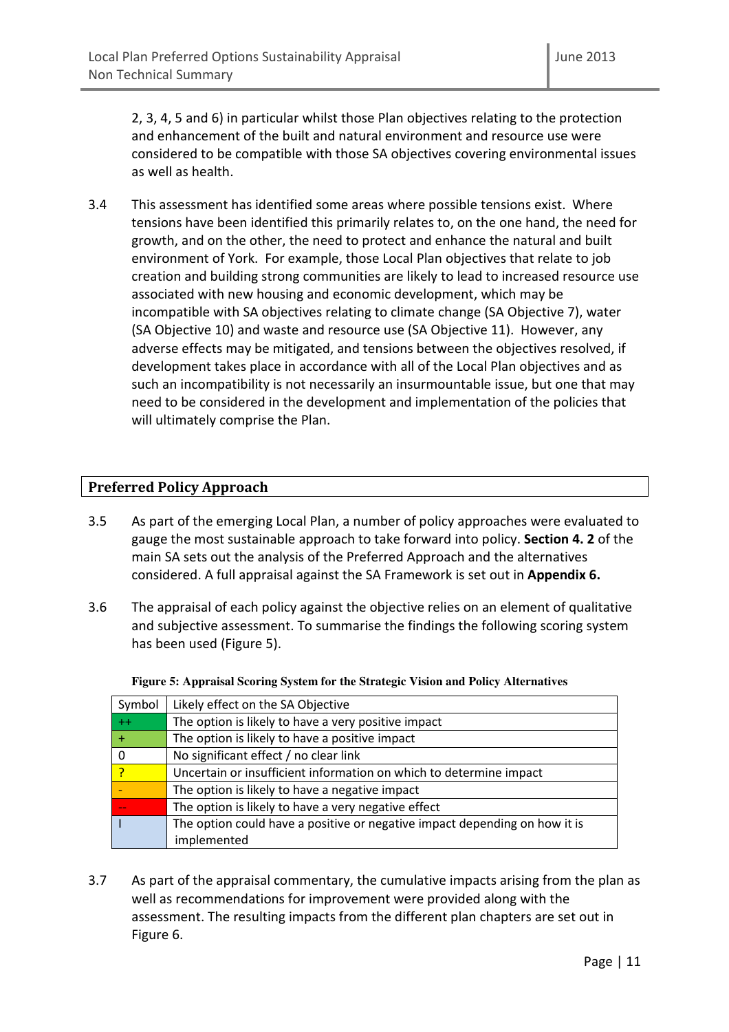2, 3, 4, 5 and 6) in particular whilst those Plan objectives relating to the protection and enhancement of the built and natural environment and resource use were considered to be compatible with those SA objectives covering environmental issues as well as health.

3.4 This assessment has identified some areas where possible tensions exist. Where tensions have been identified this primarily relates to, on the one hand, the need for growth, and on the other, the need to protect and enhance the natural and built environment of York. For example, those Local Plan objectives that relate to job creation and building strong communities are likely to lead to increased resource use associated with new housing and economic development, which may be incompatible with SA objectives relating to climate change (SA Objective 7), water (SA Objective 10) and waste and resource use (SA Objective 11). However, any adverse effects may be mitigated, and tensions between the objectives resolved, if development takes place in accordance with all of the Local Plan objectives and as such an incompatibility is not necessarily an insurmountable issue, but one that may need to be considered in the development and implementation of the policies that will ultimately comprise the Plan.

## Preferred Policy Approach

3.5 As part of the emerging Local Plan, a number of policy approaches were evaluated to gauge the most sustainable approach to take forward into policy. **Section 4. 2** of the main SA sets out the analysis of the Preferred Approach and the alternatives considered. A full appraisal against the SA Framework is set out in **Appendix 6.**

3.6 The appraisal of each policy against the objective relies on an element of qualitative and subjective assessment. To summarise the findings the following scoring system has been used (Figure 5).

**Figure 5: Appraisal Scoring System for the Strategic Vision and Policy Alternatives**

| Symbol | Likely effect on the SA Objective |
|---|---|
| ++ | The option is likely to have a very positive impact |
| + | The option is likely to have a positive impact |
| 0 | No significant effect / no clear link |
| ? | Uncertain or insufficient information on which to determine impact |
| - | The option is likely to have a negative impact |
| -- | The option is likely to have a very negative effect |
| I | The option could have a positive or negative impact depending on how it is implemented |

3.7 As part of the appraisal commentary, the cumulative impacts arising from the plan as well as recommendations for improvement were provided along with the assessment. The resulting impacts from the different plan chapters are set out in Figure 6.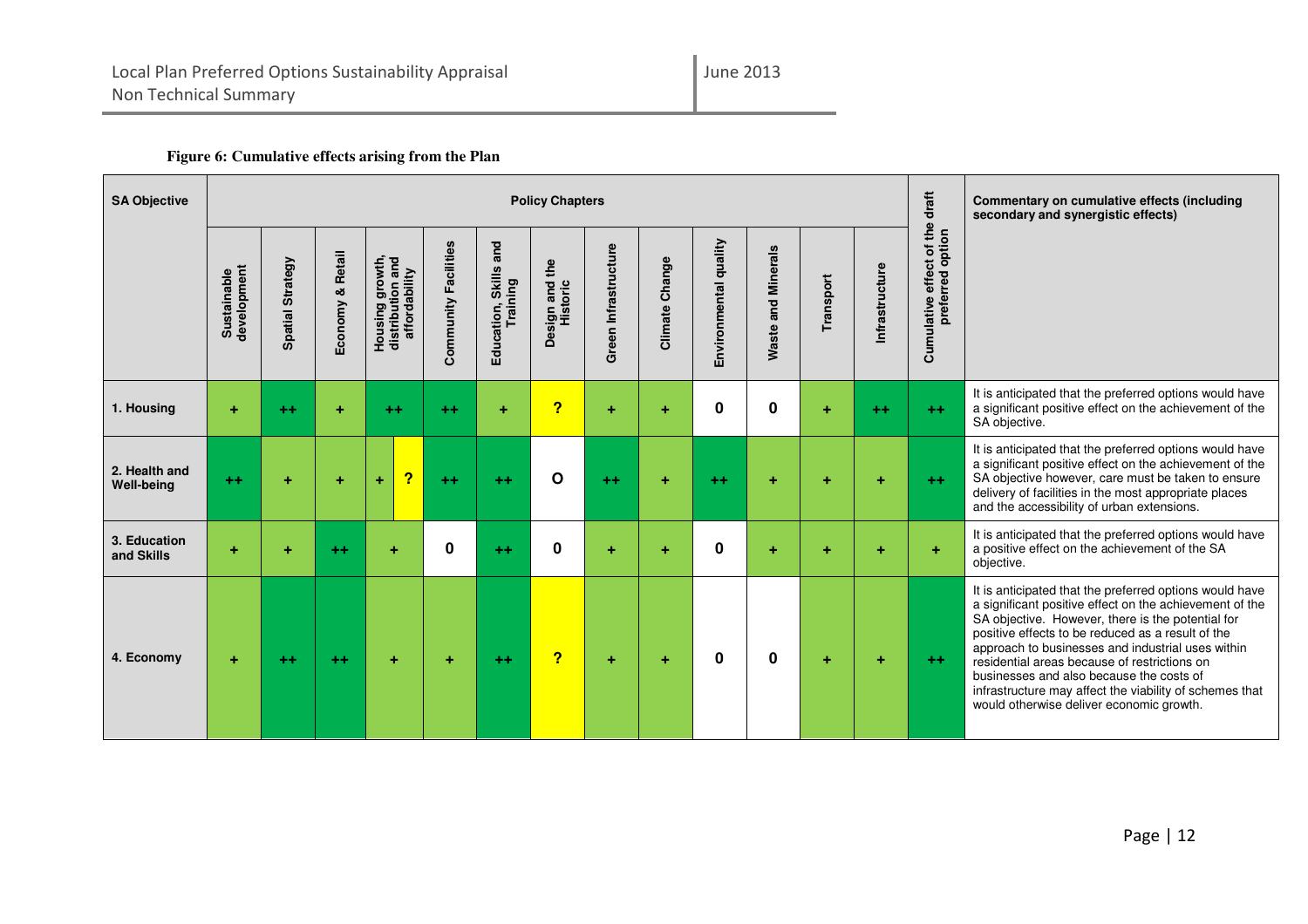**Figure 6: Cumulative effects arising from the Plan**

| SA Objective | Policy Chapters | | | | | | | | | | | | | Cumulative effect of the draft preferred option | Commentary on cumulative effects (including secondary and synergistic effects) |
|---|---|---|---|---|---|---|---|---|---|---|---|---|---|---|---|
| | Sustainable development | Spatial Strategy | Economy & Retail | Housing growth, distribution and affordability | Community Facilities | Education, Skills and Training | Design and the Historic | Green Infrastructure | Climate Change | Environmental quality | Waste and Minerals | Transport | Infrastructure | | |
| 1. Housing | + | ++ | + | ++ | ++ | + | ? | + | + | 0 | 0 | + | ++ | ++ | It is anticipated that the preferred options would have a significant positive effect on the achievement of the SA objective. |
| 2. Health and Well-being | ++ | + | + | + ? | ++ | ++ | O | ++ | + | ++ | + | + | + | ++ | It is anticipated that the preferred options would have a significant positive effect on the achievement of the SA objective however, care must be taken to ensure delivery of facilities in the most appropriate places and the accessibility of urban extensions. |
| 3. Education and Skills | + | + | ++ | + | 0 | ++ | 0 | + | + | 0 | + | + | + | + | It is anticipated that the preferred options would have a positive effect on the achievement of the SA objective. |
| 4. Economy | + | ++ | ++ | + | + | ++ | ? | + | + | 0 | 0 | + | + | ++ | It is anticipated that the preferred options would have a significant positive effect on the achievement of the SA objective. However, there is the potential for positive effects to be reduced as a result of the approach to businesses and industrial uses within residential areas because of restrictions on businesses and also because the costs of infrastructure may affect the viability of schemes that would otherwise deliver economic growth. |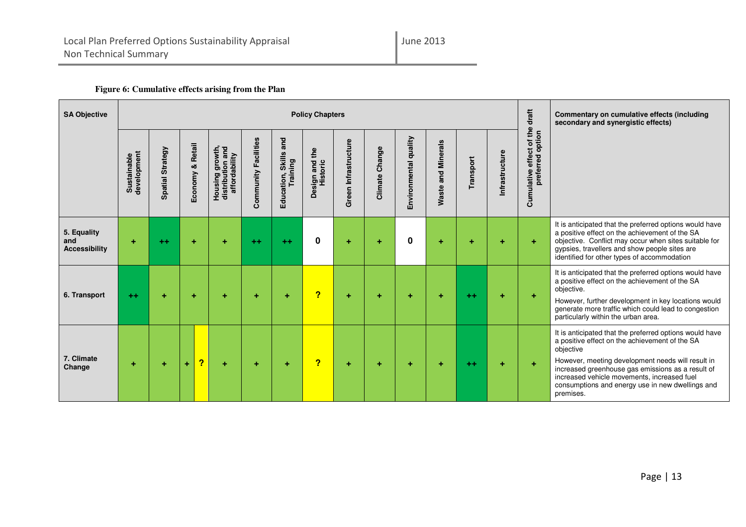**Figure 6: Cumulative effects arising from the Plan**

| SA Objective | Policy Chapters | | | | | | | | | | | | | Cumulative effect of the draft preferred option | Commentary on cumulative effects (including secondary and synergistic effects) |
|---|---|---|---|---|---|---|---|---|---|---|---|---|---|---|---|
| | Sustainable development | Spatial Strategy | Economy & Retail | Housing growth, distribution and affordability | Community Facilities | Education, Skills and Training | Design and the Historic | Green Infrastructure | Climate Change | Environmental quality | Waste and Minerals | Transport | Infrastructure | | |
| 5. Equality and Accessibility | + | ++ | + | + | ++ | ++ | 0 | + | + | 0 | + | + | + | + | It is anticipated that the preferred options would have a positive effect on the achievement of the SA objective. Conflict may occur when sites suitable for gypsies, travellers and show people sites are identified for other types of accommodation |
| 6. Transport | ++ | + | + | + | + | + | ? | + | + | + | + | ++ | + | + | It is anticipated that the preferred options would have a positive effect on the achievement of the SA objective. However, further development in key locations would generate more traffic which could lead to congestion particularly within the urban area. |
| 7. Climate Change | + | + | + ? | + | + | + | ? | + | + | + | + | ++ | + | + | It is anticipated that the preferred options would have a positive effect on the achievement of the SA objective However, meeting development needs will result in increased greenhouse gas emissions as a result of increased vehicle movements, increased fuel consumptions and energy use in new dwellings and premises. |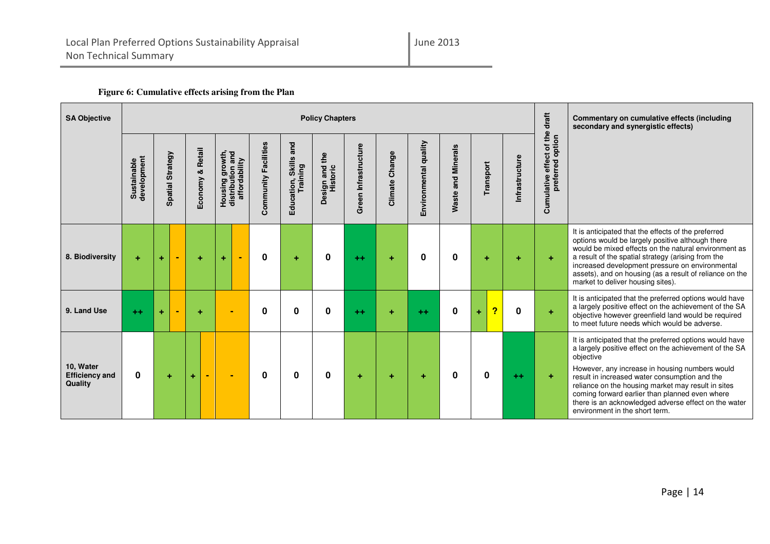**Figure 6: Cumulative effects arising from the Plan**

| SA Objective | Policy Chapters | | | | | | | | | | | | | Cumulative effect of the draft preferred option | Commentary on cumulative effects (including secondary and synergistic effects) |
|---|---|---|---|---|---|---|---|---|---|---|---|---|---|---|---|
| | Sustainable development | Spatial Strategy | Economy & Retail | Housing growth, distribution and affordability | Community Facilities | Education, Skills and Training | Design and the Historic | Green Infrastructure | Climate Change | Environmental quality | Waste and Minerals | Transport | Infrastructure | | |
| 8. Biodiversity | + | + / - | + | + / - | 0 | + | 0 | ++ | + | 0 | 0 | + | + | + | It is anticipated that the effects of the preferred options would be largely positive although there would be mixed effects on the natural environment as a result of the spatial strategy (arising from the increased development pressure on environmental assets), and on housing (as a result of reliance on the market to deliver housing sites). |
| 9. Land Use | ++ | + / - | + | - | 0 | 0 | 0 | ++ | + | ++ | 0 | + / ? | 0 | + | It is anticipated that the preferred options would have a largely positive effect on the achievement of the SA objective however greenfield land would be required to meet future needs which would be adverse. |
| 10, Water Efficiency and Quality | 0 | + | + / - | - | 0 | 0 | 0 | + | + | + | 0 | 0 | ++ | + | It is anticipated that the preferred options would have a largely positive effect on the achievement of the SA objective<br><br>However, any increase in housing numbers would result in increased water consumption and the reliance on the housing market may result in sites coming forward earlier than planned even where there is an acknowledged adverse effect on the water environment in the short term. |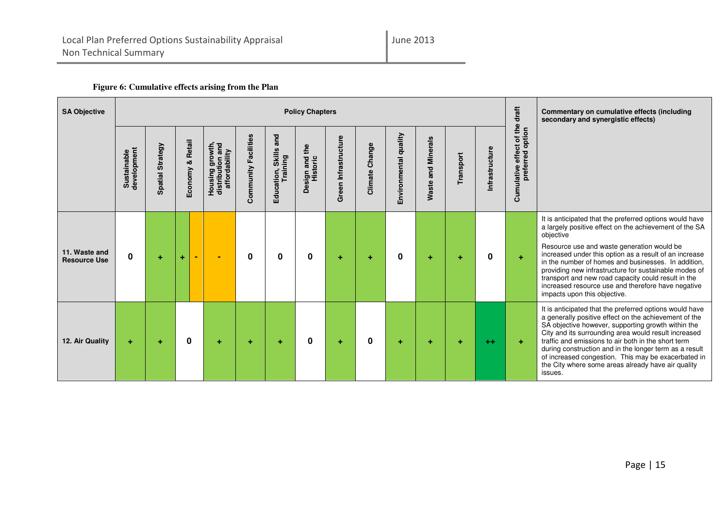**Figure 6: Cumulative effects arising from the Plan**

| SA Objective | Policy Chapters | | | | | | | | | | | | | Cumulative effect of the draft preferred option | Commentary on cumulative effects (including secondary and synergistic effects) |
|---|---|---|---|---|---|---|---|---|---|---|---|---|---|---|---|
| | Sustainable development | Spatial Strategy | Economy & Retail | Housing growth, distribution and affordability | Community Facilities | Education, Skills and Training | Design and the Historic | Green Infrastructure | Climate Change | Environmental quality | Waste and Minerals | Transport | Infrastructure | | |
| 11. Waste and Resource Use | 0 | + | + / - | - | 0 | 0 | 0 | + | + | 0 | + | + | 0 | + | It is anticipated that the preferred options would have a largely positive effect on the achievement of the SA objective<br><br>Resource use and waste generation would be increased under this option as a result of an increase in the number of homes and businesses. In addition, providing new infrastructure for sustainable modes of transport and new road capacity could result in the increased resource use and therefore have negative impacts upon this objective. |
| 12. Air Quality | + | + | 0 | + | + | + | 0 | + | 0 | + | + | + | ++ | + | It is anticipated that the preferred options would have a generally positive effect on the achievement of the SA objective however, supporting growth within the City and its surrounding area would result increased traffic and emissions to air both in the short term during construction and in the longer term as a result of increased congestion. This may be exacerbated in the City where some areas already have air quality issues. |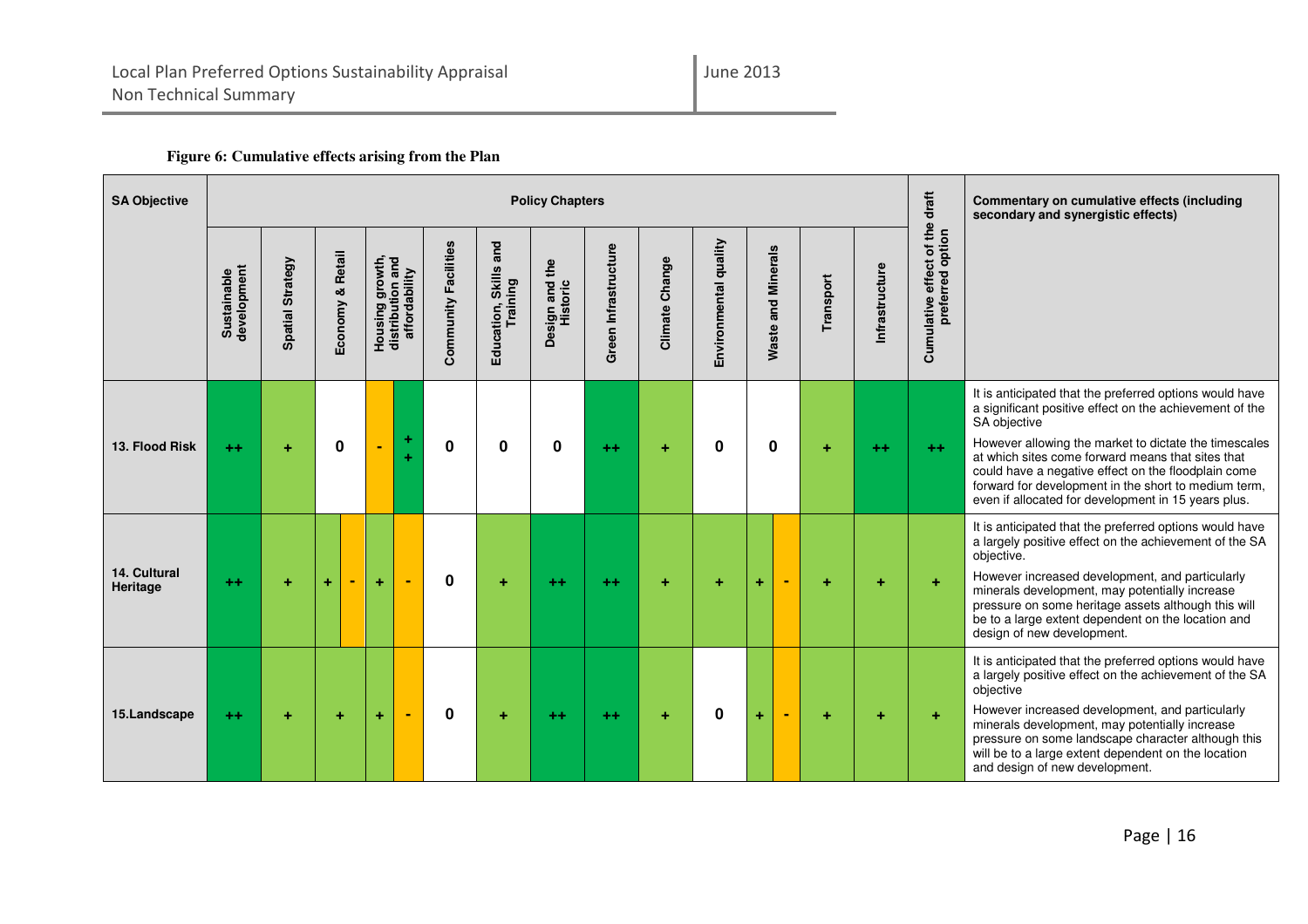**Figure 6: Cumulative effects arising from the Plan**

| SA Objective | Sustainable development | Spatial Strategy | Economy & Retail | Housing growth, distribution and affordability | Community Facilities | Education, Skills and Training | Design and the Historic | Green Infrastructure | Climate Change | Environmental quality | Waste and Minerals | Transport | Infrastructure | Cumulative effect of the draft preferred option | Commentary on cumulative effects (including secondary and synergistic effects) |
|---|---|---|---|---|---|---|---|---|---|---|---|---|---|---|---|
| 13. Flood Risk | ++ | + | 0 | - / ++ | 0 | 0 | 0 | ++ | + | 0 | 0 | + | ++ | ++ | It is anticipated that the preferred options would have a significant positive effect on the achievement of the SA objective<br><br>However allowing the market to dictate the timescales at which sites come forward means that sites that could have a negative effect on the floodplain come forward for development in the short to medium term, even if allocated for development in 15 years plus. |
| 14. Cultural Heritage | ++ | + | + / - | + / - | 0 | + | ++ | ++ | + | + | + / - | + | + | + | It is anticipated that the preferred options would have a largely positive effect on the achievement of the SA objective.<br><br>However increased development, and particularly minerals development, may potentially increase pressure on some heritage assets although this will be to a large extent dependent on the location and design of new development. |
| 15.Landscape | ++ | + | + | + / - | 0 | + | ++ | ++ | + | 0 | + / - | + | + | + | It is anticipated that the preferred options would have a largely positive effect on the achievement of the SA objective<br><br>However increased development, and particularly minerals development, may potentially increase pressure on some landscape character although this will be to a large extent dependent on the location and design of new development. |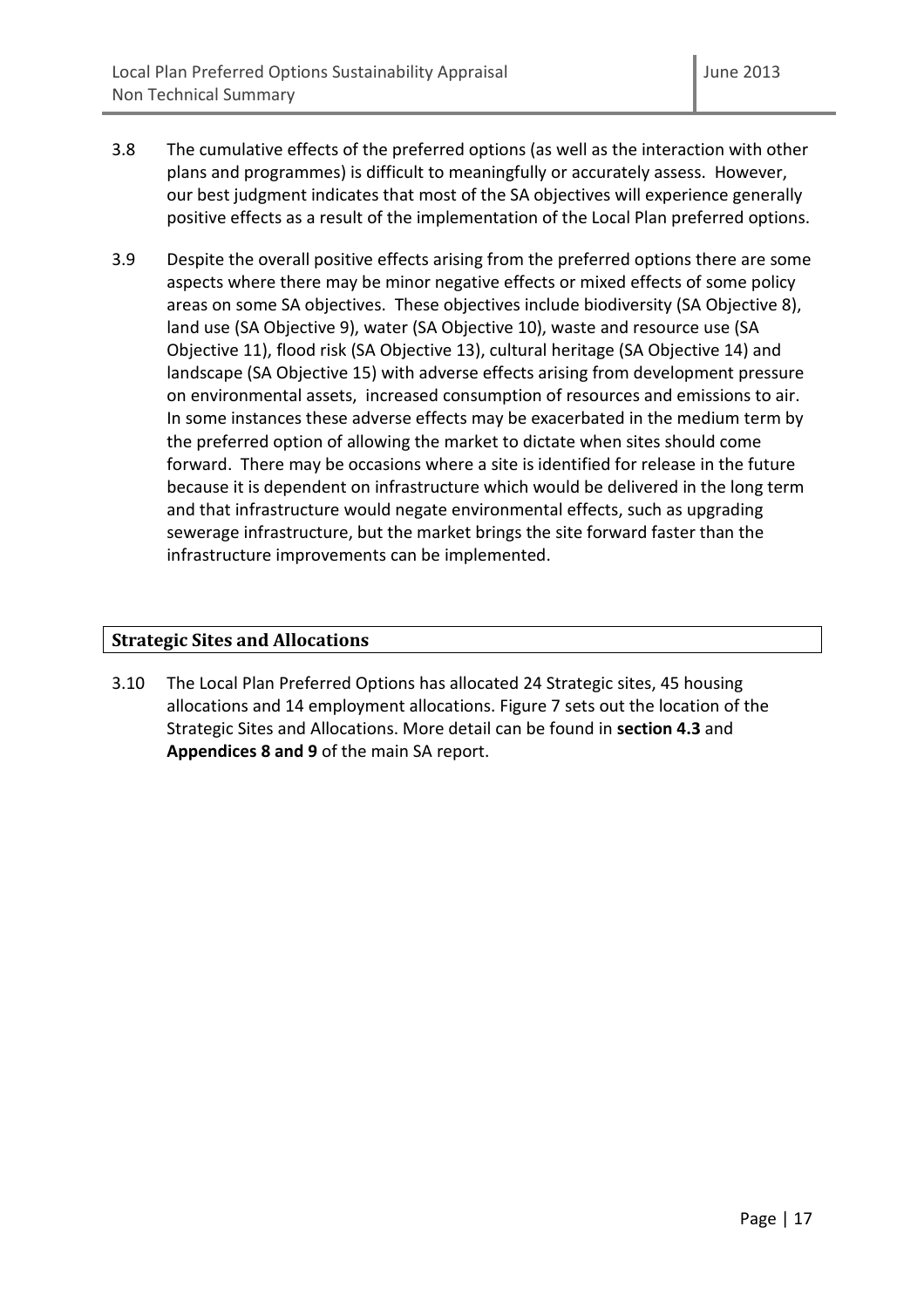3.8 The cumulative effects of the preferred options (as well as the interaction with other plans and programmes) is difficult to meaningfully or accurately assess. However, our best judgment indicates that most of the SA objectives will experience generally positive effects as a result of the implementation of the Local Plan preferred options.

3.9 Despite the overall positive effects arising from the preferred options there are some aspects where there may be minor negative effects or mixed effects of some policy areas on some SA objectives. These objectives include biodiversity (SA Objective 8), land use (SA Objective 9), water (SA Objective 10), waste and resource use (SA Objective 11), flood risk (SA Objective 13), cultural heritage (SA Objective 14) and landscape (SA Objective 15) with adverse effects arising from development pressure on environmental assets, increased consumption of resources and emissions to air. In some instances these adverse effects may be exacerbated in the medium term by the preferred option of allowing the market to dictate when sites should come forward. There may be occasions where a site is identified for release in the future because it is dependent on infrastructure which would be delivered in the long term and that infrastructure would negate environmental effects, such as upgrading sewerage infrastructure, but the market brings the site forward faster than the infrastructure improvements can be implemented.

## Strategic Sites and Allocations

3.10 The Local Plan Preferred Options has allocated 24 Strategic sites, 45 housing allocations and 14 employment allocations. Figure 7 sets out the location of the Strategic Sites and Allocations. More detail can be found in **section 4.3** and **Appendices 8 and 9** of the main SA report.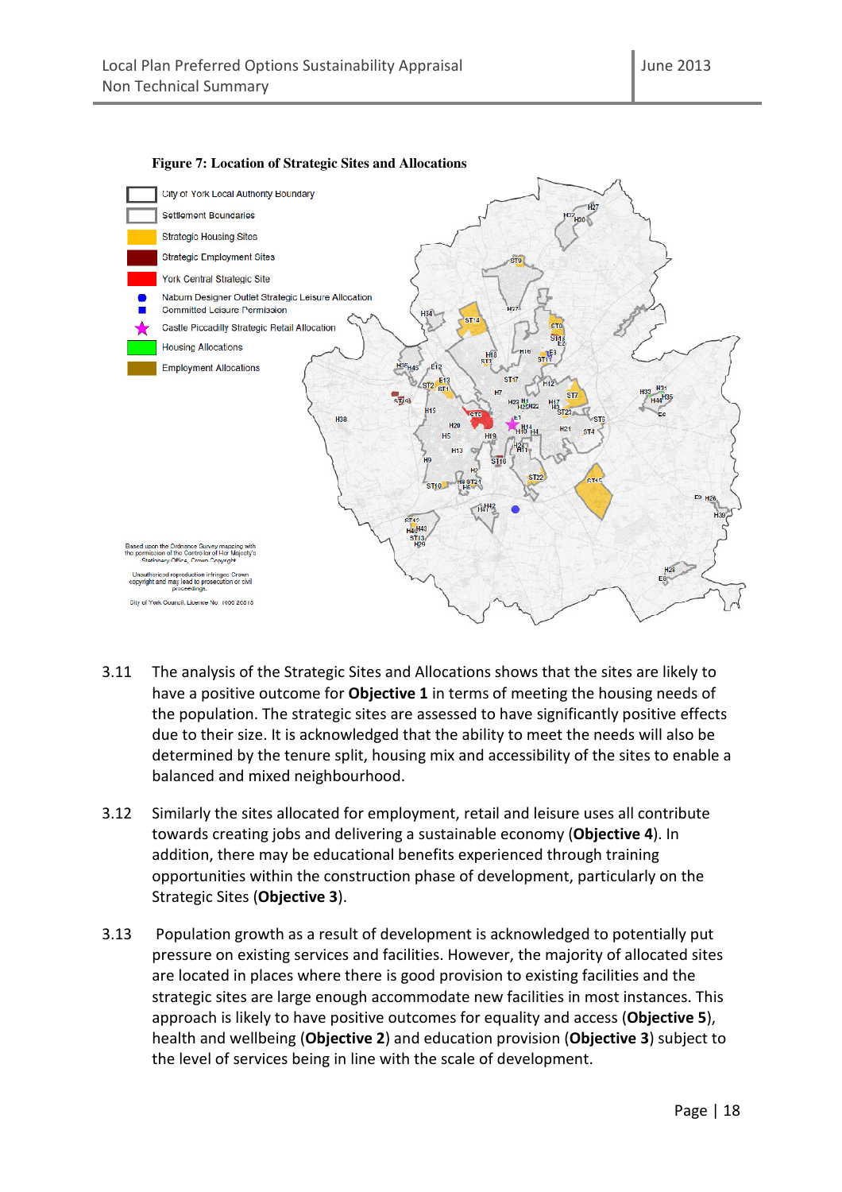**Figure 7: Location of Strategic Sites and Allocations**

- City of York Local Authority Boundary
- Settlement Boundaries
- Strategic Housing Sites
- Strategic Employment Sites
- York Central Strategic Site
- Naburn Designer Outlet Strategic Leisure Allocation
- Committed Leisure Permission
- Castle Piccadilly Strategic Retail Allocation
- Housing Allocations
- Employment Allocations

Based upon the Ordnance Survey mapping with the permission of the Controller of Her Majesty's Stationery Office, Crown Copyright

Unauthorised reproduction infringes Crown copyright and may lead to prosecution or civil proceedings.

City of York Council, Licence No. 1000 20818

3.11 The analysis of the Strategic Sites and Allocations shows that the sites are likely to have a positive outcome for **Objective 1** in terms of meeting the housing needs of the population. The strategic sites are assessed to have significantly positive effects due to their size. It is acknowledged that the ability to meet the needs will also be determined by the tenure split, housing mix and accessibility of the sites to enable a balanced and mixed neighbourhood.

3.12 Similarly the sites allocated for employment, retail and leisure uses all contribute towards creating jobs and delivering a sustainable economy (**Objective 4**). In addition, there may be educational benefits experienced through training opportunities within the construction phase of development, particularly on the Strategic Sites (**Objective 3**).

3.13 Population growth as a result of development is acknowledged to potentially put pressure on existing services and facilities. However, the majority of allocated sites are located in places where there is good provision to existing facilities and the strategic sites are large enough accommodate new facilities in most instances. This approach is likely to have positive outcomes for equality and access (**Objective 5**), health and wellbeing (**Objective 2**) and education provision (**Objective 3**) subject to the level of services being in line with the scale of development.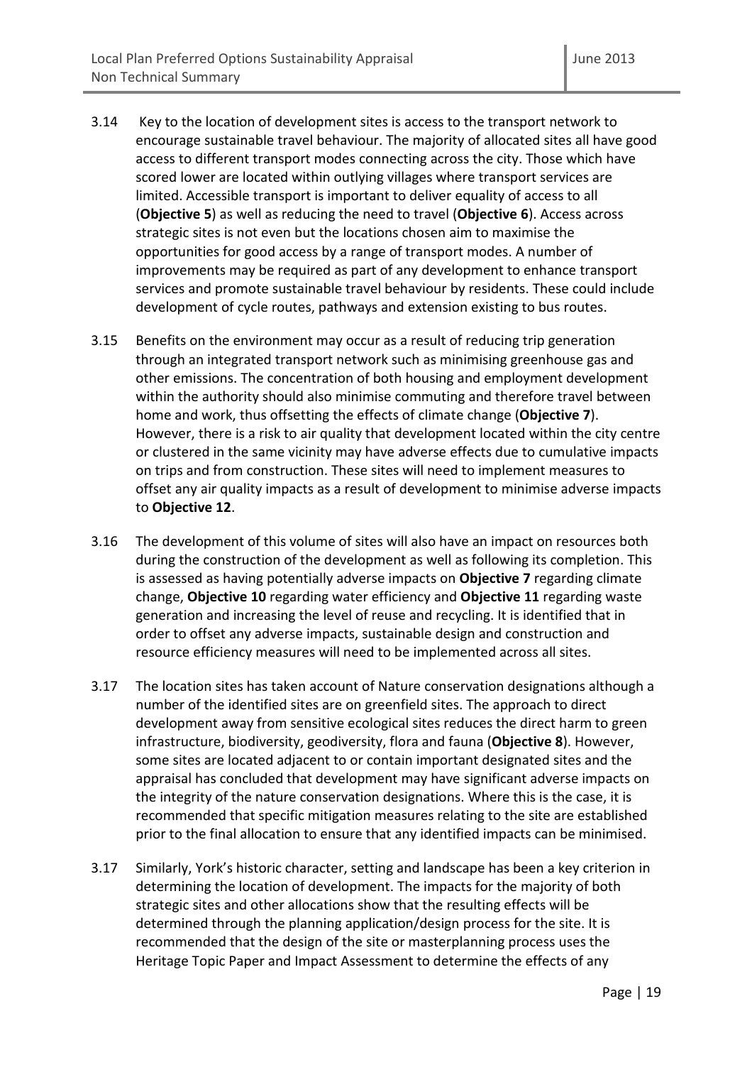3.14 Key to the location of development sites is access to the transport network to encourage sustainable travel behaviour. The majority of allocated sites all have good access to different transport modes connecting across the city. Those which have scored lower are located within outlying villages where transport services are limited. Accessible transport is important to deliver equality of access to all (**Objective 5**) as well as reducing the need to travel (**Objective 6**). Access across strategic sites is not even but the locations chosen aim to maximise the opportunities for good access by a range of transport modes. A number of improvements may be required as part of any development to enhance transport services and promote sustainable travel behaviour by residents. These could include development of cycle routes, pathways and extension existing to bus routes.

3.15 Benefits on the environment may occur as a result of reducing trip generation through an integrated transport network such as minimising greenhouse gas and other emissions. The concentration of both housing and employment development within the authority should also minimise commuting and therefore travel between home and work, thus offsetting the effects of climate change (**Objective 7**). However, there is a risk to air quality that development located within the city centre or clustered in the same vicinity may have adverse effects due to cumulative impacts on trips and from construction. These sites will need to implement measures to offset any air quality impacts as a result of development to minimise adverse impacts to **Objective 12**.

3.16 The development of this volume of sites will also have an impact on resources both during the construction of the development as well as following its completion. This is assessed as having potentially adverse impacts on **Objective 7** regarding climate change, **Objective 10** regarding water efficiency and **Objective 11** regarding waste generation and increasing the level of reuse and recycling. It is identified that in order to offset any adverse impacts, sustainable design and construction and resource efficiency measures will need to be implemented across all sites.

3.17 The location sites has taken account of Nature conservation designations although a number of the identified sites are on greenfield sites. The approach to direct development away from sensitive ecological sites reduces the direct harm to green infrastructure, biodiversity, geodiversity, flora and fauna (**Objective 8**). However, some sites are located adjacent to or contain important designated sites and the appraisal has concluded that development may have significant adverse impacts on the integrity of the nature conservation designations. Where this is the case, it is recommended that specific mitigation measures relating to the site are established prior to the final allocation to ensure that any identified impacts can be minimised.

3.17 Similarly, York's historic character, setting and landscape has been a key criterion in determining the location of development. The impacts for the majority of both strategic sites and other allocations show that the resulting effects will be determined through the planning application/design process for the site. It is recommended that the design of the site or masterplanning process uses the Heritage Topic Paper and Impact Assessment to determine the effects of any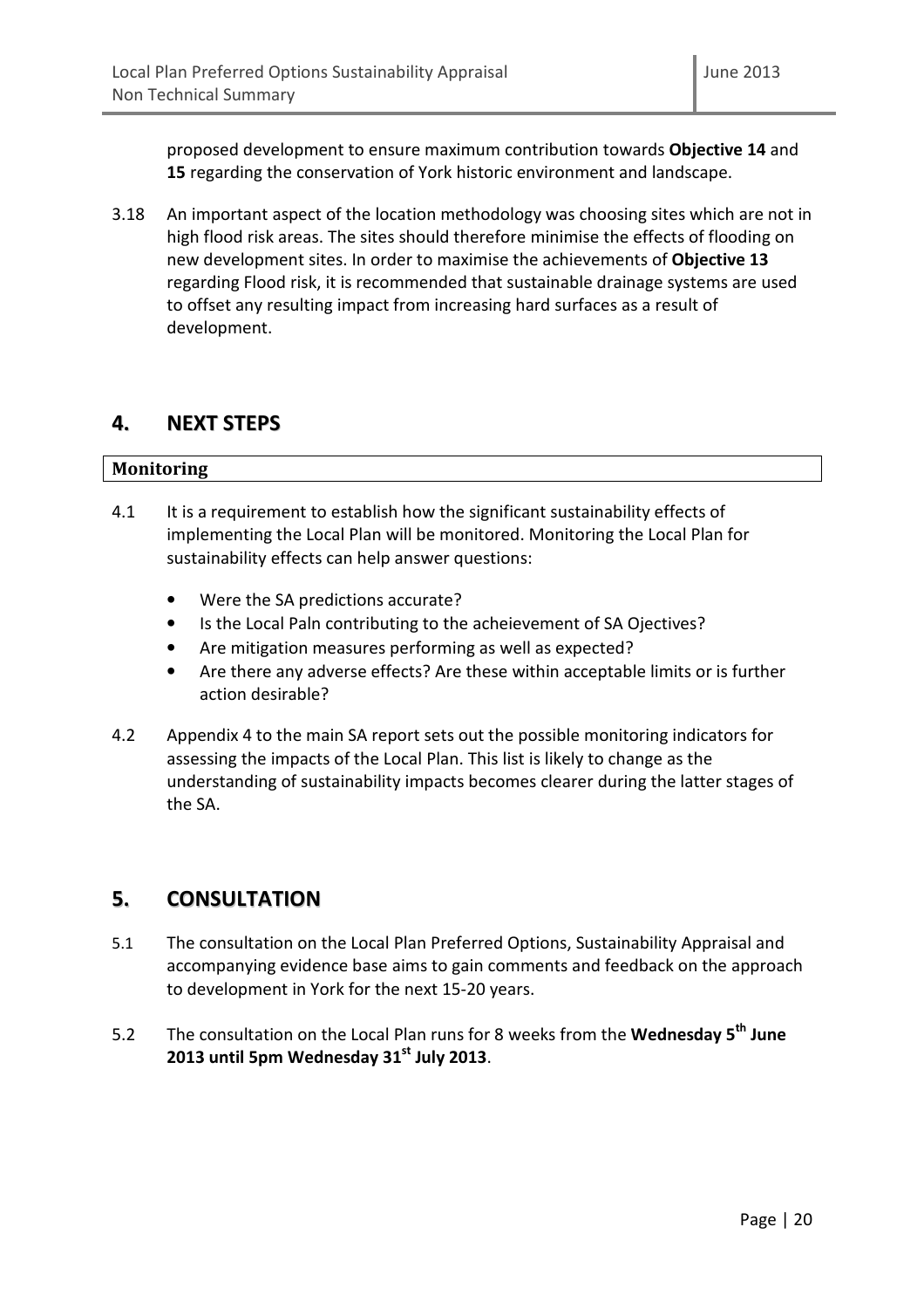proposed development to ensure maximum contribution towards **Objective 14** and **15** regarding the conservation of York historic environment and landscape.

3.18 An important aspect of the location methodology was choosing sites which are not in high flood risk areas. The sites should therefore minimise the effects of flooding on new development sites. In order to maximise the achievements of **Objective 13** regarding Flood risk, it is recommended that sustainable drainage systems are used to offset any resulting impact from increasing hard surfaces as a result of development.

## 4. NEXT STEPS

**Monitoring**

4.1 It is a requirement to establish how the significant sustainability effects of implementing the Local Plan will be monitored. Monitoring the Local Plan for sustainability effects can help answer questions:

- Were the SA predictions accurate?
- Is the Local Paln contributing to the acheievement of SA Ojectives?
- Are mitigation measures performing as well as expected?
- Are there any adverse effects? Are these within acceptable limits or is further action desirable?

4.2 Appendix 4 to the main SA report sets out the possible monitoring indicators for assessing the impacts of the Local Plan. This list is likely to change as the understanding of sustainability impacts becomes clearer during the latter stages of the SA.

## 5. CONSULTATION

5.1 The consultation on the Local Plan Preferred Options, Sustainability Appraisal and accompanying evidence base aims to gain comments and feedback on the approach to development in York for the next 15-20 years.

5.2 The consultation on the Local Plan runs for 8 weeks from the **Wednesday 5th June 2013 until 5pm Wednesday 31st July 2013**.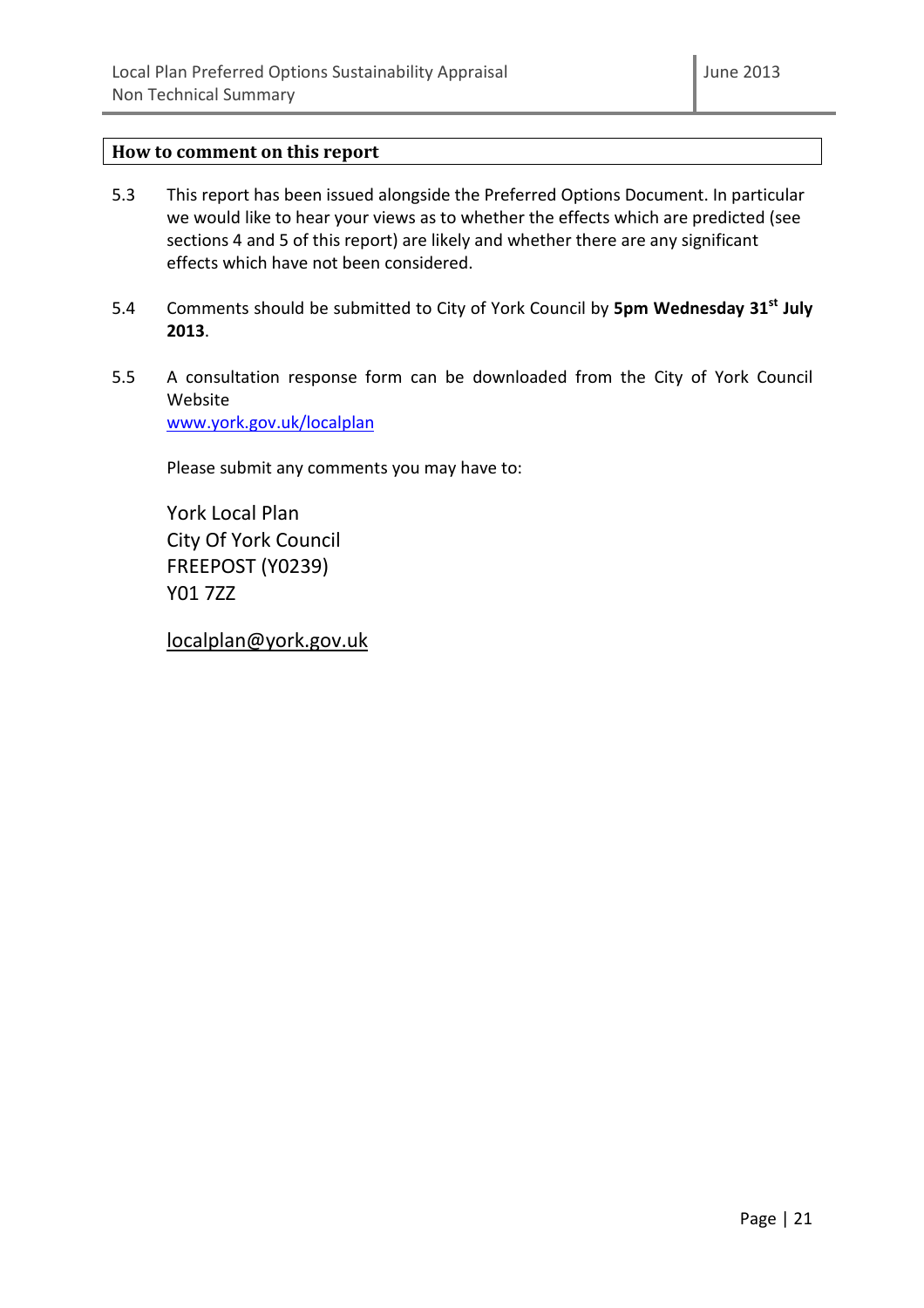## How to comment on this report

5.3 This report has been issued alongside the Preferred Options Document. In particular we would like to hear your views as to whether the effects which are predicted (see sections 4 and 5 of this report) are likely and whether there are any significant effects which have not been considered.

5.4 Comments should be submitted to City of York Council by **5pm Wednesday 31st July 2013**.

5.5 A consultation response form can be downloaded from the City of York Council Website
www.york.gov.uk/localplan

Please submit any comments you may have to:

York Local Plan
City Of York Council
FREEPOST (Y0239)
Y01 7ZZ

localplan@york.gov.uk